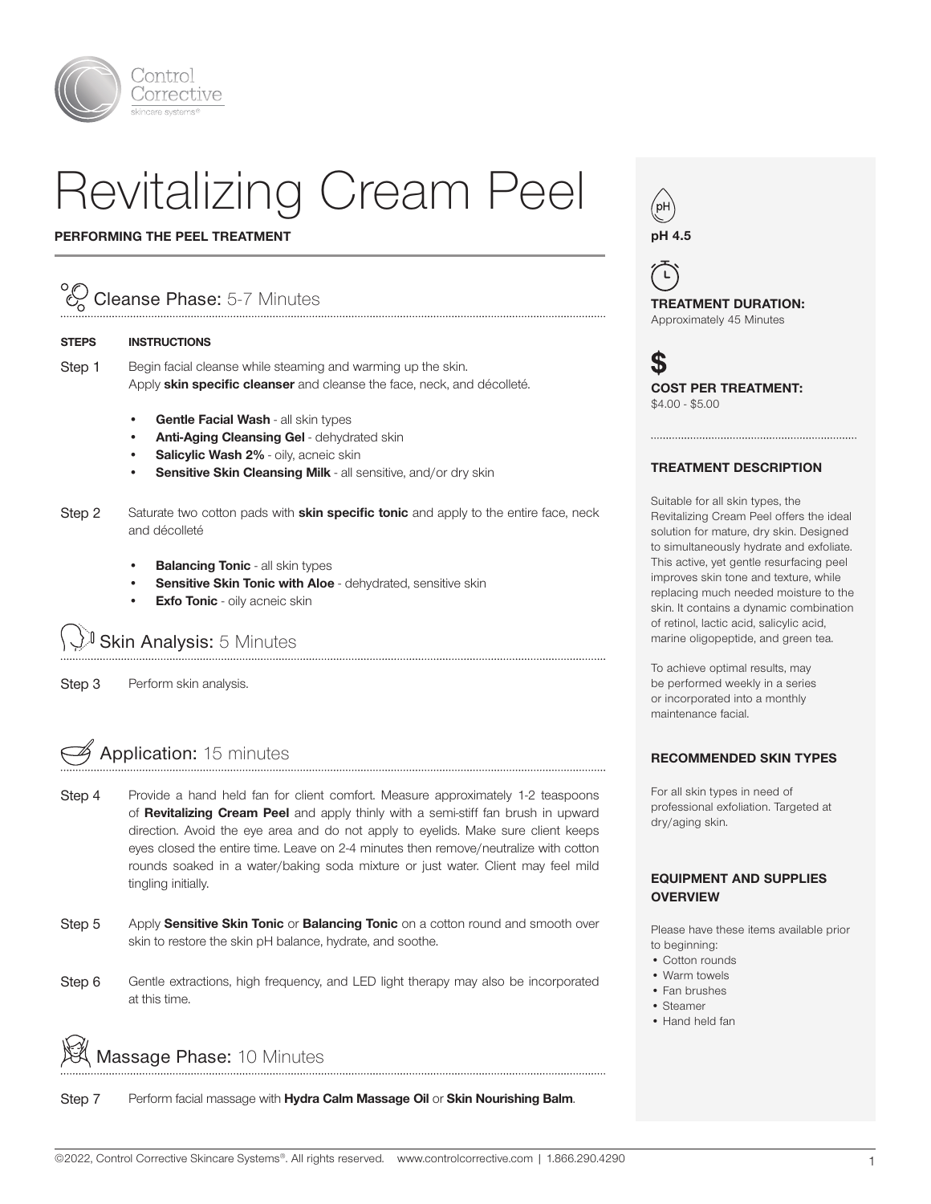# Revitalizing Cream Peel

**PERFORMING THE PEEL TREATMENT**

## Cleanse Phase: 5-7 Minutes

| STEPS | INSTRUCTIONS |
|---|---|
| Step 1 | Begin facial cleanse while steaming and warming up the skin. Apply **skin specific cleanser** and cleanse the face, neck, and décolleté. |

- **Gentle Facial Wash** - all skin types
- **Anti-Aging Cleansing Gel** - dehydrated skin
- **Salicylic Wash 2%** - oily, acneic skin
- **Sensitive Skin Cleansing Milk** - all sensitive, and/or dry skin

Step 2 Saturate two cotton pads with **skin specific tonic** and apply to the entire face, neck and décolleté

- **Balancing Tonic** - all skin types
- **Sensitive Skin Tonic with Aloe** - dehydrated, sensitive skin
- **Exfo Tonic** - oily acneic skin

## Skin Analysis: 5 Minutes

Step 3 Perform skin analysis.

## Application: 15 minutes

Step 4 Provide a hand held fan for client comfort. Measure approximately 1-2 teaspoons of **Revitalizing Cream Peel** and apply thinly with a semi-stiff fan brush in upward direction. Avoid the eye area and do not apply to eyelids. Make sure client keeps eyes closed the entire time. Leave on 2-4 minutes then remove/neutralize with cotton rounds soaked in a water/baking soda mixture or just water. Client may feel mild tingling initially.

Step 5 Apply **Sensitive Skin Tonic** or **Balancing Tonic** on a cotton round and smooth over skin to restore the skin pH balance, hydrate, and soothe.

Step 6 Gentle extractions, high frequency, and LED light therapy may also be incorporated at this time.

## Massage Phase: 10 Minutes

Step 7 Perform facial massage with **Hydra Calm Massage Oil** or **Skin Nourishing Balm**.

---

**pH 4.5**

**TREATMENT DURATION:**
Approximately 45 Minutes

**COST PER TREATMENT:**
$4.00 - $5.00

### TREATMENT DESCRIPTION

Suitable for all skin types, the Revitalizing Cream Peel offers the ideal solution for mature, dry skin. Designed to simultaneously hydrate and exfoliate. This active, yet gentle resurfacing peel improves skin tone and texture, while replacing much needed moisture to the skin. It contains a dynamic combination of retinol, lactic acid, salicylic acid, marine oligopeptide, and green tea.

To achieve optimal results, may be performed weekly in a series or incorporated into a monthly maintenance facial.

### RECOMMENDED SKIN TYPES

For all skin types in need of professional exfoliation. Targeted at dry/aging skin.

### EQUIPMENT AND SUPPLIES OVERVIEW

Please have these items available prior to beginning:

- Cotton rounds
- Warm towels
- Fan brushes
- Steamer
- Hand held fan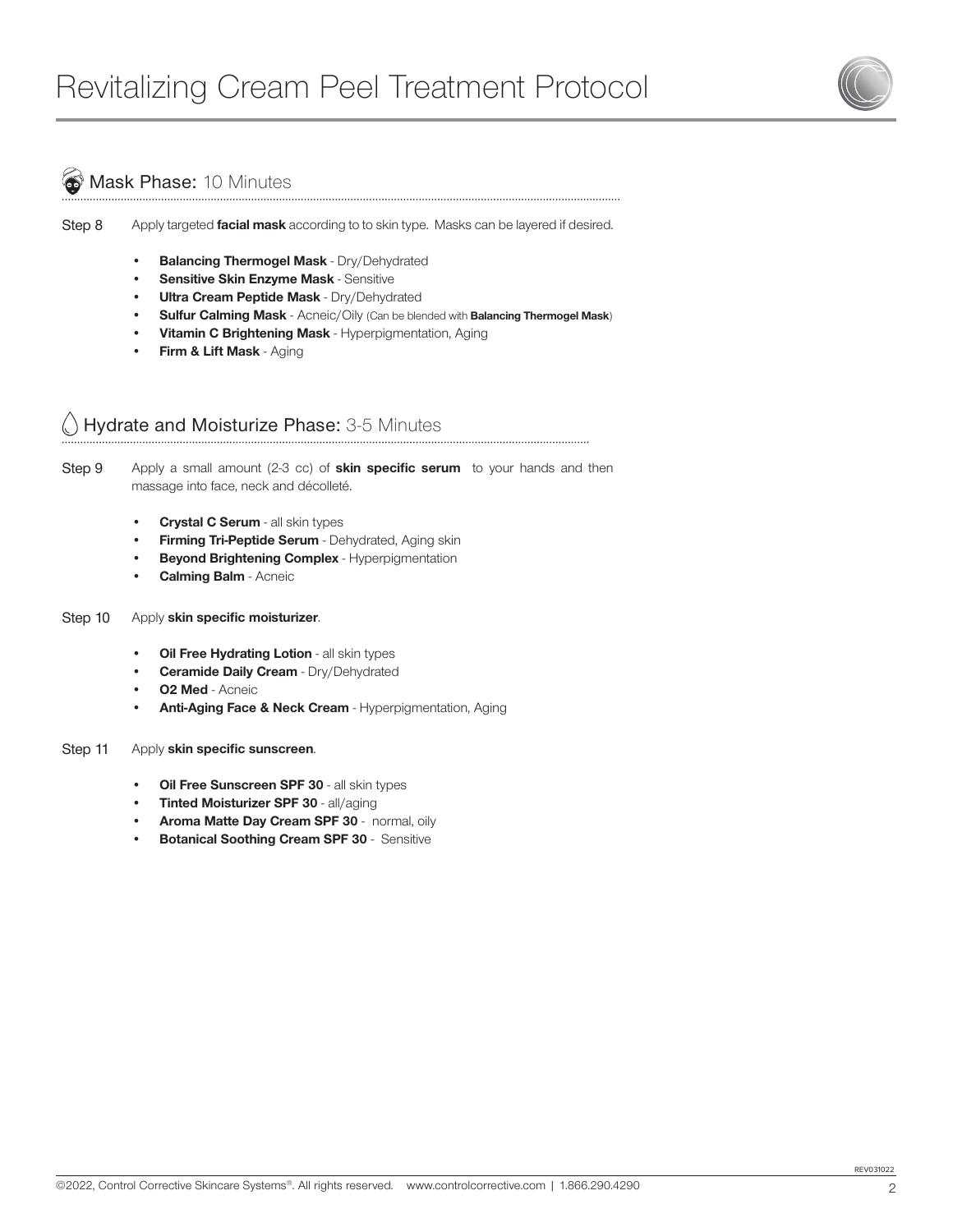# Revitalizing Cream Peel Treatment Protocol

## Mask Phase: 10 Minutes

Step 8 Apply targeted **facial mask** according to to skin type. Masks can be layered if desired.

- **Balancing Thermogel Mask** - Dry/Dehydrated
- **Sensitive Skin Enzyme Mask** - Sensitive
- **Ultra Cream Peptide Mask** - Dry/Dehydrated
- **Sulfur Calming Mask** - Acneic/Oily (Can be blended with **Balancing Thermogel Mask**)
- **Vitamin C Brightening Mask** - Hyperpigmentation, Aging
- **Firm & Lift Mask** - Aging

## Hydrate and Moisturize Phase: 3-5 Minutes

Step 9 Apply a small amount (2-3 cc) of **skin specific serum** to your hands and then massage into face, neck and décolleté.

- **Crystal C Serum** - all skin types
- **Firming Tri-Peptide Serum** - Dehydrated, Aging skin
- **Beyond Brightening Complex** - Hyperpigmentation
- **Calming Balm** - Acneic

Step 10 Apply **skin specific moisturizer**.

- **Oil Free Hydrating Lotion** - all skin types
- **Ceramide Daily Cream** - Dry/Dehydrated
- **O2 Med** - Acneic
- **Anti-Aging Face & Neck Cream** - Hyperpigmentation, Aging

Step 11 Apply **skin specific sunscreen**.

- **Oil Free Sunscreen SPF 30** - all skin types
- **Tinted Moisturizer SPF 30** - all/aging
- **Aroma Matte Day Cream SPF 30** - normal, oily
- **Botanical Soothing Cream SPF 30** - Sensitive

REV031022

©2022, Control Corrective Skincare Systems®. All rights reserved. www.controlcorrective.com | 1.866.290.4290